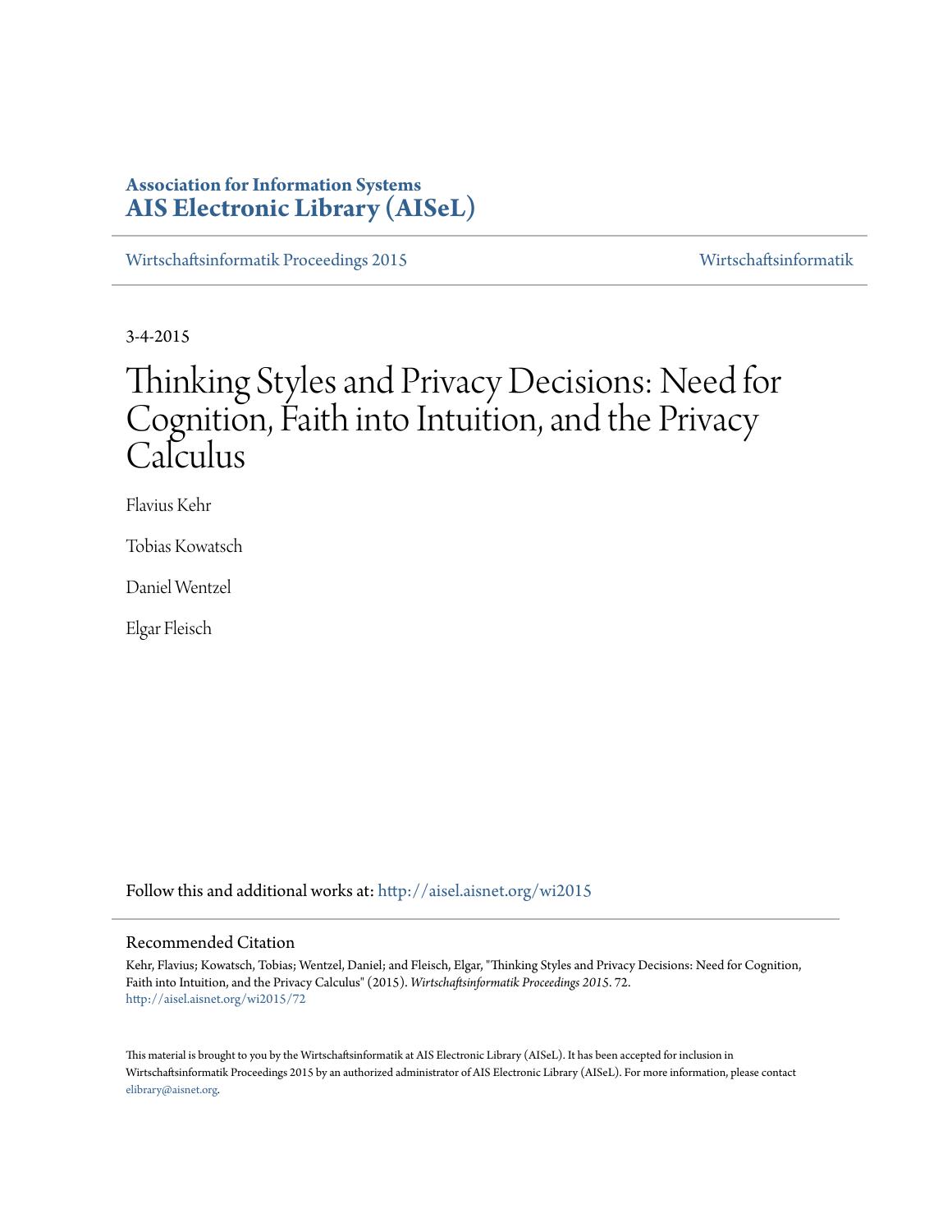**Association for Information Systems**
**AIS Electronic Library (AISeL)**

Wirtschaftsinformatik Proceedings 2015 | Wirtschaftsinformatik

3-4-2015

# Thinking Styles and Privacy Decisions: Need for Cognition, Faith into Intuition, and the Privacy Calculus

Flavius Kehr

Tobias Kowatsch

Daniel Wentzel

Elgar Fleisch

Follow this and additional works at: http://aisel.aisnet.org/wi2015

## Recommended Citation

Kehr, Flavius; Kowatsch, Tobias; Wentzel, Daniel; and Fleisch, Elgar, "Thinking Styles and Privacy Decisions: Need for Cognition, Faith into Intuition, and the Privacy Calculus" (2015). *Wirtschaftsinformatik Proceedings 2015*. 72.
http://aisel.aisnet.org/wi2015/72

This material is brought to you by the Wirtschaftsinformatik at AIS Electronic Library (AISeL). It has been accepted for inclusion in Wirtschaftsinformatik Proceedings 2015 by an authorized administrator of AIS Electronic Library (AISeL). For more information, please contact elibrary@aisnet.org.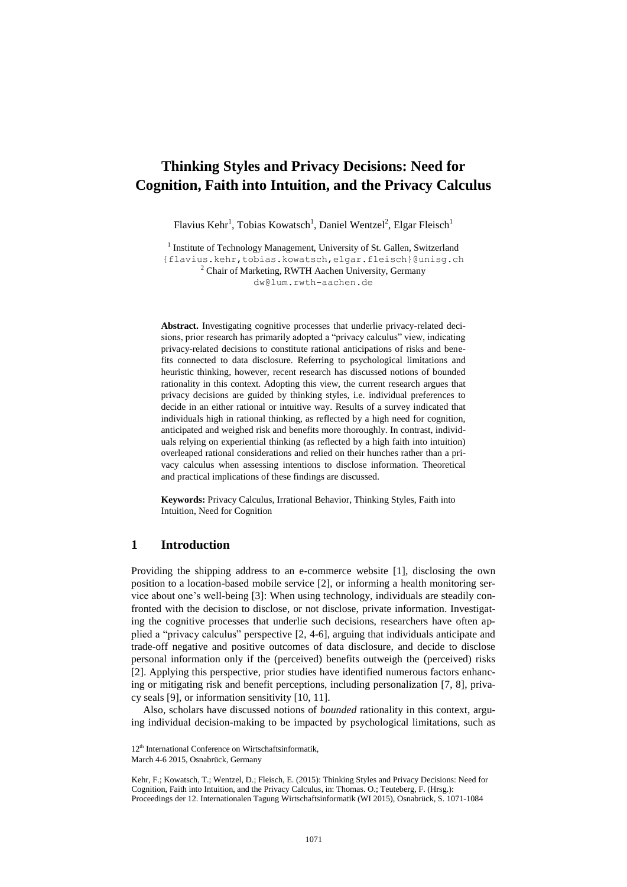# Thinking Styles and Privacy Decisions: Need for Cognition, Faith into Intuition, and the Privacy Calculus

Flavius Kehr[1], Tobias Kowatsch[1], Daniel Wentzel[2], Elgar Fleisch[1]

[1] Institute of Technology Management, University of St. Gallen, Switzerland
{flavius.kehr,tobias.kowatsch,elgar.fleisch}@unisg.ch
[2] Chair of Marketing, RWTH Aachen University, Germany
dw@lum.rwth-aachen.de

**Abstract.** Investigating cognitive processes that underlie privacy-related decisions, prior research has primarily adopted a "privacy calculus" view, indicating privacy-related decisions to constitute rational anticipations of risks and benefits connected to data disclosure. Referring to psychological limitations and heuristic thinking, however, recent research has discussed notions of bounded rationality in this context. Adopting this view, the current research argues that privacy decisions are guided by thinking styles, i.e. individual preferences to decide in an either rational or intuitive way. Results of a survey indicated that individuals high in rational thinking, as reflected by a high need for cognition, anticipated and weighed risk and benefits more thoroughly. In contrast, individuals relying on experiential thinking (as reflected by a high faith into intuition) overleaped rational considerations and relied on their hunches rather than a privacy calculus when assessing intentions to disclose information. Theoretical and practical implications of these findings are discussed.

**Keywords:** Privacy Calculus, Irrational Behavior, Thinking Styles, Faith into Intuition, Need for Cognition

## 1 Introduction

Providing the shipping address to an e-commerce website [1], disclosing the own position to a location-based mobile service [2], or informing a health monitoring service about one's well-being [3]: When using technology, individuals are steadily confronted with the decision to disclose, or not disclose, private information. Investigating the cognitive processes that underlie such decisions, researchers have often applied a "privacy calculus" perspective [2, 4-6], arguing that individuals anticipate and trade-off negative and positive outcomes of data disclosure, and decide to disclose personal information only if the (perceived) benefits outweigh the (perceived) risks [2]. Applying this perspective, prior studies have identified numerous factors enhancing or mitigating risk and benefit perceptions, including personalization [7, 8], privacy seals [9], or information sensitivity [10, 11].

Also, scholars have discussed notions of *bounded* rationality in this context, arguing individual decision-making to be impacted by psychological limitations, such as

12th International Conference on Wirtschaftsinformatik,
March 4-6 2015, Osnabrück, Germany

Kehr, F.; Kowatsch, T.; Wentzel, D.; Fleisch, E. (2015): Thinking Styles and Privacy Decisions: Need for Cognition, Faith into Intuition, and the Privacy Calculus, in: Thomas. O.; Teuteberg, F. (Hrsg.): Proceedings der 12. Internationalen Tagung Wirtschaftsinformatik (WI 2015), Osnabrück, S. 1071-1084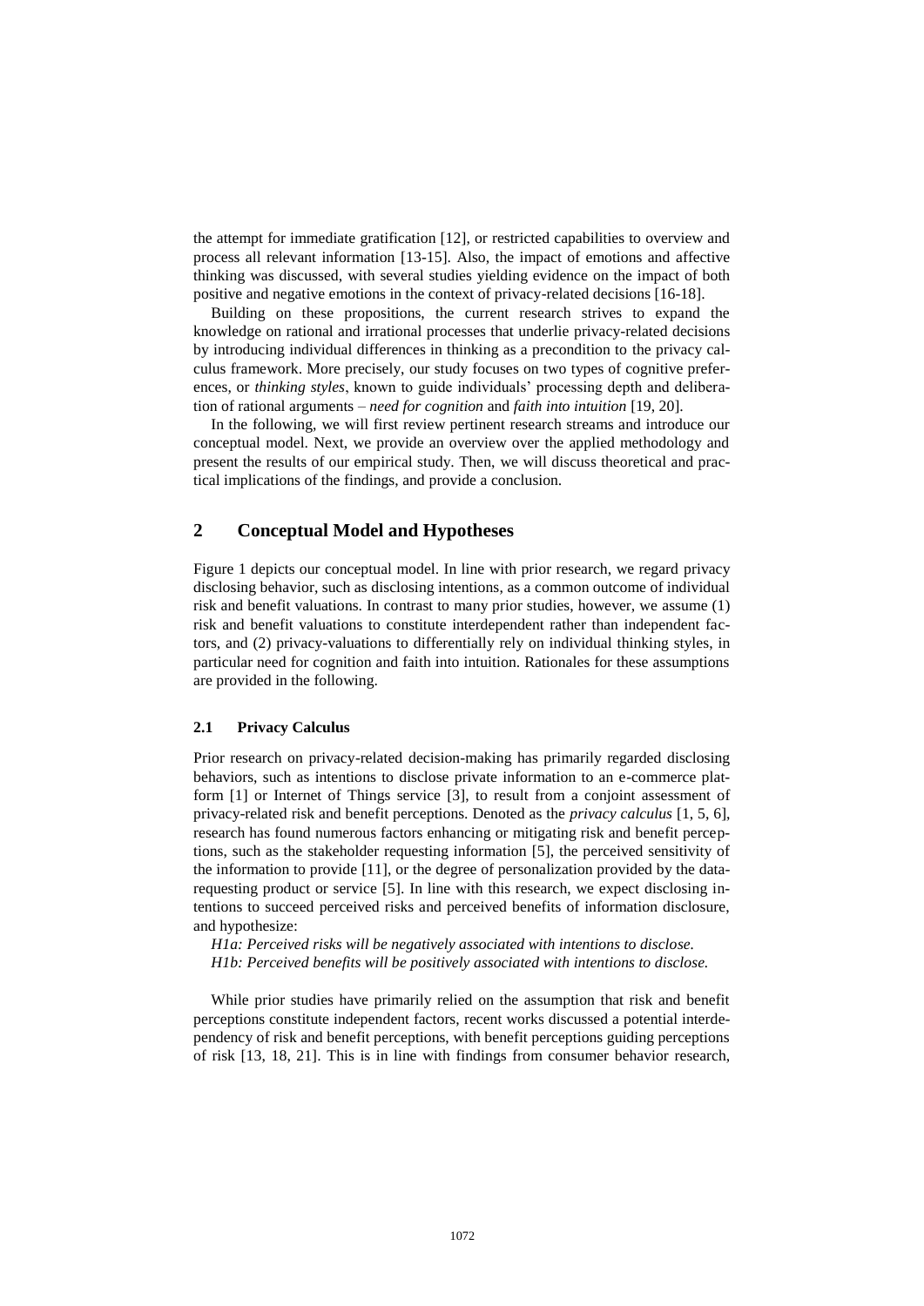the attempt for immediate gratification [12], or restricted capabilities to overview and process all relevant information [13-15]. Also, the impact of emotions and affective thinking was discussed, with several studies yielding evidence on the impact of both positive and negative emotions in the context of privacy-related decisions [16-18].

Building on these propositions, the current research strives to expand the knowledge on rational and irrational processes that underlie privacy-related decisions by introducing individual differences in thinking as a precondition to the privacy calculus framework. More precisely, our study focuses on two types of cognitive preferences, or *thinking styles*, known to guide individuals' processing depth and deliberation of rational arguments – *need for cognition* and *faith into intuition* [19, 20].

In the following, we will first review pertinent research streams and introduce our conceptual model. Next, we provide an overview over the applied methodology and present the results of our empirical study. Then, we will discuss theoretical and practical implications of the findings, and provide a conclusion.

## 2 Conceptual Model and Hypotheses

Figure 1 depicts our conceptual model. In line with prior research, we regard privacy disclosing behavior, such as disclosing intentions, as a common outcome of individual risk and benefit valuations. In contrast to many prior studies, however, we assume (1) risk and benefit valuations to constitute interdependent rather than independent factors, and (2) privacy-valuations to differentially rely on individual thinking styles, in particular need for cognition and faith into intuition. Rationales for these assumptions are provided in the following.

### 2.1 Privacy Calculus

Prior research on privacy-related decision-making has primarily regarded disclosing behaviors, such as intentions to disclose private information to an e-commerce platform [1] or Internet of Things service [3], to result from a conjoint assessment of privacy-related risk and benefit perceptions. Denoted as the *privacy calculus* [1, 5, 6], research has found numerous factors enhancing or mitigating risk and benefit perceptions, such as the stakeholder requesting information [5], the perceived sensitivity of the information to provide [11], or the degree of personalization provided by the data-requesting product or service [5]. In line with this research, we expect disclosing intentions to succeed perceived risks and perceived benefits of information disclosure, and hypothesize:

*H1a: Perceived risks will be negatively associated with intentions to disclose.*
*H1b: Perceived benefits will be positively associated with intentions to disclose.*

While prior studies have primarily relied on the assumption that risk and benefit perceptions constitute independent factors, recent works discussed a potential interdependency of risk and benefit perceptions, with benefit perceptions guiding perceptions of risk [13, 18, 21]. This is in line with findings from consumer behavior research,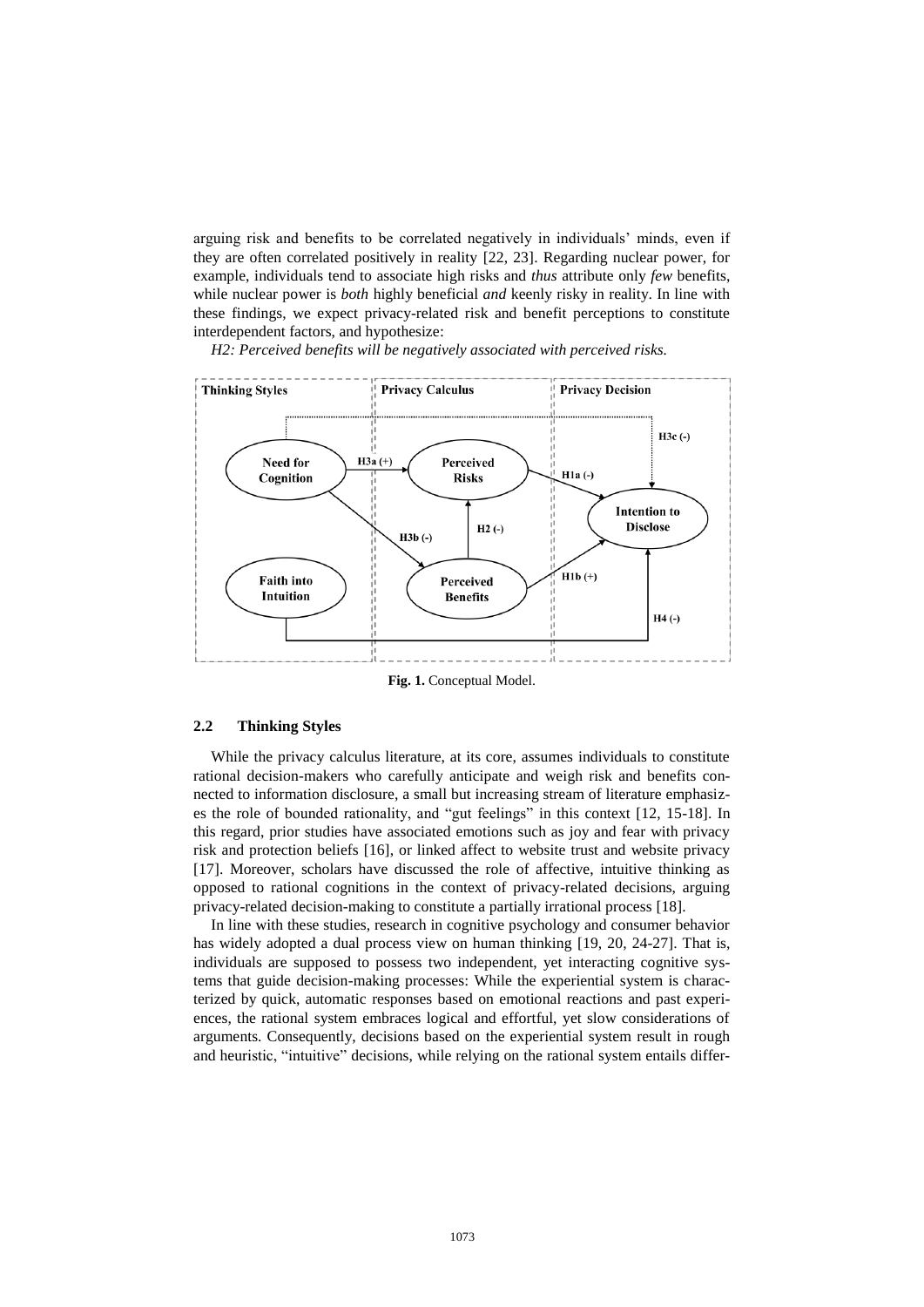arguing risk and benefits to be correlated negatively in individuals' minds, even if they are often correlated positively in reality [22, 23]. Regarding nuclear power, for example, individuals tend to associate high risks and *thus* attribute only *few* benefits, while nuclear power is *both* highly beneficial *and* keenly risky in reality. In line with these findings, we expect privacy-related risk and benefit perceptions to constitute interdependent factors, and hypothesize:

*H2: Perceived benefits will be negatively associated with perceived risks.*

**Fig. 1.** Conceptual Model.

### 2.2 Thinking Styles

While the privacy calculus literature, at its core, assumes individuals to constitute rational decision-makers who carefully anticipate and weigh risk and benefits connected to information disclosure, a small but increasing stream of literature emphasizes the role of bounded rationality, and "gut feelings" in this context [12, 15-18]. In this regard, prior studies have associated emotions such as joy and fear with privacy risk and protection beliefs [16], or linked affect to website trust and website privacy [17]. Moreover, scholars have discussed the role of affective, intuitive thinking as opposed to rational cognitions in the context of privacy-related decisions, arguing privacy-related decision-making to constitute a partially irrational process [18].

In line with these studies, research in cognitive psychology and consumer behavior has widely adopted a dual process view on human thinking [19, 20, 24-27]. That is, individuals are supposed to possess two independent, yet interacting cognitive systems that guide decision-making processes: While the experiential system is characterized by quick, automatic responses based on emotional reactions and past experiences, the rational system embraces logical and effortful, yet slow considerations of arguments. Consequently, decisions based on the experiential system result in rough and heuristic, "intuitive" decisions, while relying on the rational system entails differ-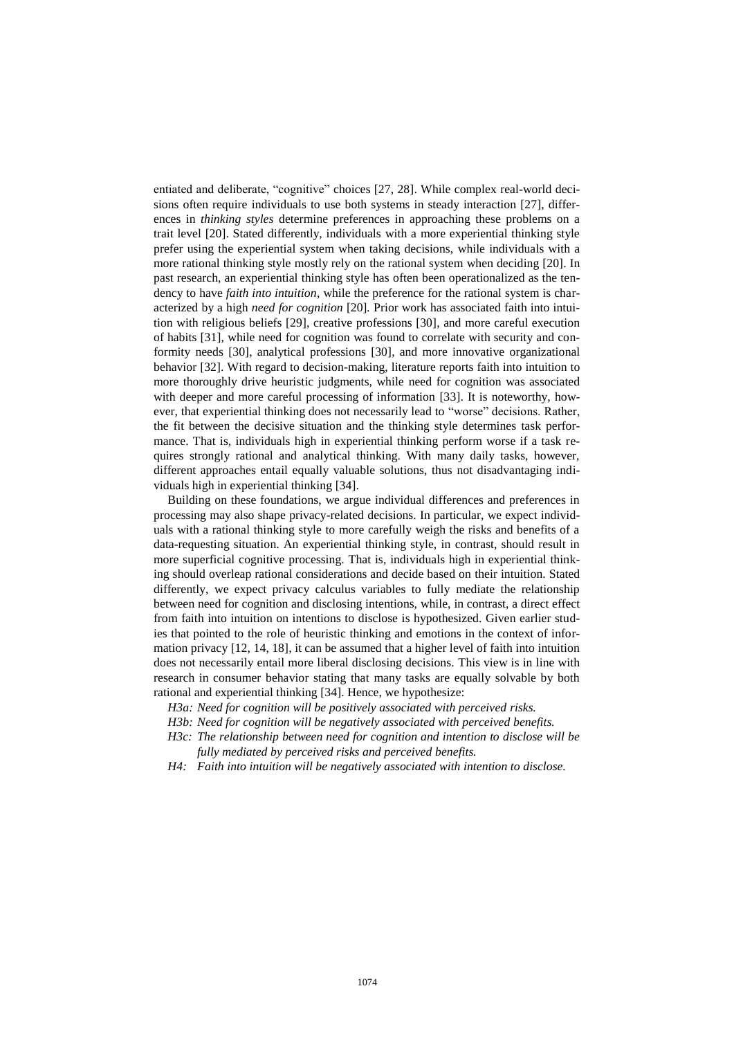entiated and deliberate, "cognitive" choices [27, 28]. While complex real-world decisions often require individuals to use both systems in steady interaction [27], differences in *thinking styles* determine preferences in approaching these problems on a trait level [20]. Stated differently, individuals with a more experiential thinking style prefer using the experiential system when taking decisions, while individuals with a more rational thinking style mostly rely on the rational system when deciding [20]. In past research, an experiential thinking style has often been operationalized as the tendency to have *faith into intuition*, while the preference for the rational system is characterized by a high *need for cognition* [20]. Prior work has associated faith into intuition with religious beliefs [29], creative professions [30], and more careful execution of habits [31], while need for cognition was found to correlate with security and conformity needs [30], analytical professions [30], and more innovative organizational behavior [32]. With regard to decision-making, literature reports faith into intuition to more thoroughly drive heuristic judgments, while need for cognition was associated with deeper and more careful processing of information [33]. It is noteworthy, however, that experiential thinking does not necessarily lead to "worse" decisions. Rather, the fit between the decisive situation and the thinking style determines task performance. That is, individuals high in experiential thinking perform worse if a task requires strongly rational and analytical thinking. With many daily tasks, however, different approaches entail equally valuable solutions, thus not disadvantaging individuals high in experiential thinking [34].

Building on these foundations, we argue individual differences and preferences in processing may also shape privacy-related decisions. In particular, we expect individuals with a rational thinking style to more carefully weigh the risks and benefits of a data-requesting situation. An experiential thinking style, in contrast, should result in more superficial cognitive processing. That is, individuals high in experiential thinking should overleap rational considerations and decide based on their intuition. Stated differently, we expect privacy calculus variables to fully mediate the relationship between need for cognition and disclosing intentions, while, in contrast, a direct effect from faith into intuition on intentions to disclose is hypothesized. Given earlier studies that pointed to the role of heuristic thinking and emotions in the context of information privacy [12, 14, 18], it can be assumed that a higher level of faith into intuition does not necessarily entail more liberal disclosing decisions. This view is in line with research in consumer behavior stating that many tasks are equally solvable by both rational and experiential thinking [34]. Hence, we hypothesize:

*H3a: Need for cognition will be positively associated with perceived risks.*

*H3b: Need for cognition will be negatively associated with perceived benefits.*

*H3c: The relationship between need for cognition and intention to disclose will be fully mediated by perceived risks and perceived benefits.*

*H4: Faith into intuition will be negatively associated with intention to disclose.*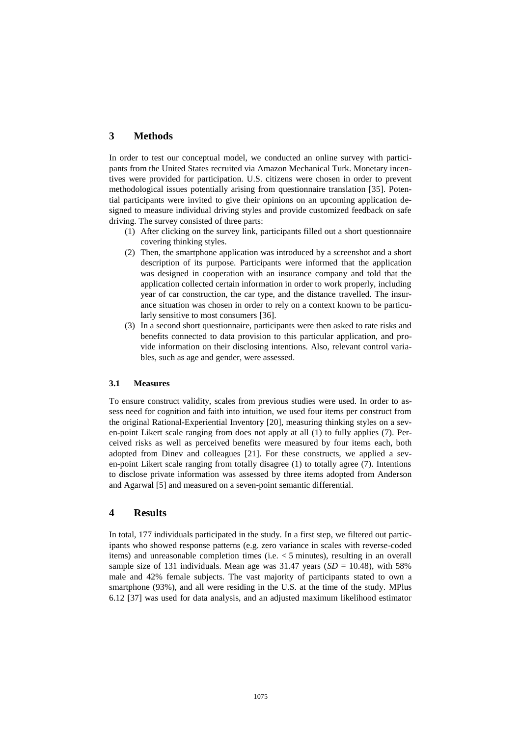## 3 Methods

In order to test our conceptual model, we conducted an online survey with participants from the United States recruited via Amazon Mechanical Turk. Monetary incentives were provided for participation. U.S. citizens were chosen in order to prevent methodological issues potentially arising from questionnaire translation [35]. Potential participants were invited to give their opinions on an upcoming application designed to measure individual driving styles and provide customized feedback on safe driving. The survey consisted of three parts:

(1) After clicking on the survey link, participants filled out a short questionnaire covering thinking styles.

(2) Then, the smartphone application was introduced by a screenshot and a short description of its purpose. Participants were informed that the application was designed in cooperation with an insurance company and told that the application collected certain information in order to work properly, including year of car construction, the car type, and the distance travelled. The insurance situation was chosen in order to rely on a context known to be particularly sensitive to most consumers [36].

(3) In a second short questionnaire, participants were then asked to rate risks and benefits connected to data provision to this particular application, and provide information on their disclosing intentions. Also, relevant control variables, such as age and gender, were assessed.

### 3.1 Measures

To ensure construct validity, scales from previous studies were used. In order to assess need for cognition and faith into intuition, we used four items per construct from the original Rational-Experiential Inventory [20], measuring thinking styles on a seven-point Likert scale ranging from does not apply at all (1) to fully applies (7). Perceived risks as well as perceived benefits were measured by four items each, both adopted from Dinev and colleagues [21]. For these constructs, we applied a seven-point Likert scale ranging from totally disagree (1) to totally agree (7). Intentions to disclose private information was assessed by three items adopted from Anderson and Agarwal [5] and measured on a seven-point semantic differential.

## 4 Results

In total, 177 individuals participated in the study. In a first step, we filtered out participants who showed response patterns (e.g. zero variance in scales with reverse-coded items) and unreasonable completion times (i.e. < 5 minutes), resulting in an overall sample size of 131 individuals. Mean age was 31.47 years (*SD* = 10.48), with 58% male and 42% female subjects. The vast majority of participants stated to own a smartphone (93%), and all were residing in the U.S. at the time of the study. MPlus 6.12 [37] was used for data analysis, and an adjusted maximum likelihood estimator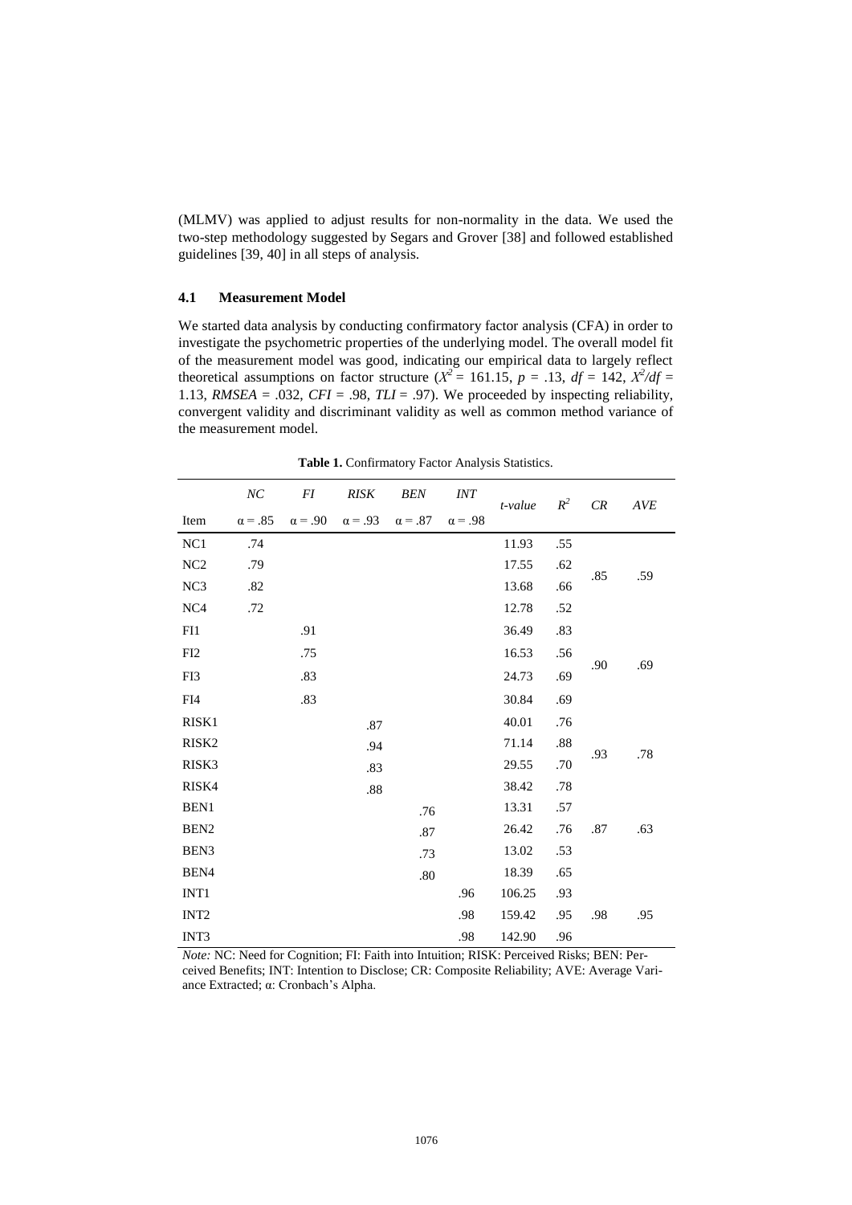(MLMV) was applied to adjust results for non-normality in the data. We used the two-step methodology suggested by Segars and Grover [38] and followed established guidelines [39, 40] in all steps of analysis.

### 4.1 Measurement Model

We started data analysis by conducting confirmatory factor analysis (CFA) in order to investigate the psychometric properties of the underlying model. The overall model fit of the measurement model was good, indicating our empirical data to largely reflect theoretical assumptions on factor structure ($X^2$ = 161.15, $p$ = .13, $df$ = 142, $X^2/df$ = 1.13, $RMSEA$ = .032, $CFI$ = .98, $TLI$ = .97). We proceeded by inspecting reliability, convergent validity and discriminant validity as well as common method variance of the measurement model.

**Table 1.** Confirmatory Factor Analysis Statistics.

| | *NC* | *FI* | *RISK* | *BEN* | *INT* | *t-value* | $R^2$ | *CR* | *AVE* |
|---|---|---|---|---|---|---|---|---|---|
| Item | α = .85 | α = .90 | α = .93 | α = .87 | α = .98 | | | | |
| NC1 | .74 | | | | | 11.93 | .55 | | |
| NC2 | .79 | | | | | 17.55 | .62 | .85 | .59 |
| NC3 | .82 | | | | | 13.68 | .66 | | |
| NC4 | .72 | | | | | 12.78 | .52 | | |
| FI1 | | .91 | | | | 36.49 | .83 | | |
| FI2 | | .75 | | | | 16.53 | .56 | .90 | .69 |
| FI3 | | .83 | | | | 24.73 | .69 | | |
| FI4 | | .83 | | | | 30.84 | .69 | | |
| RISK1 | | | .87 | | | 40.01 | .76 | | |
| RISK2 | | | .94 | | | 71.14 | .88 | .93 | .78 |
| RISK3 | | | .83 | | | 29.55 | .70 | | |
| RISK4 | | | .88 | | | 38.42 | .78 | | |
| BEN1 | | | | .76 | | 13.31 | .57 | | |
| BEN2 | | | | .87 | | 26.42 | .76 | .87 | .63 |
| BEN3 | | | | .73 | | 13.02 | .53 | | |
| BEN4 | | | | .80 | | 18.39 | .65 | | |
| INT1 | | | | | .96 | 106.25 | .93 | | |
| INT2 | | | | | .98 | 159.42 | .95 | .98 | .95 |
| INT3 | | | | | .98 | 142.90 | .96 | | |

*Note:* NC: Need for Cognition; FI: Faith into Intuition; RISK: Perceived Risks; BEN: Perceived Benefits; INT: Intention to Disclose; CR: Composite Reliability; AVE: Average Variance Extracted; α: Cronbach's Alpha.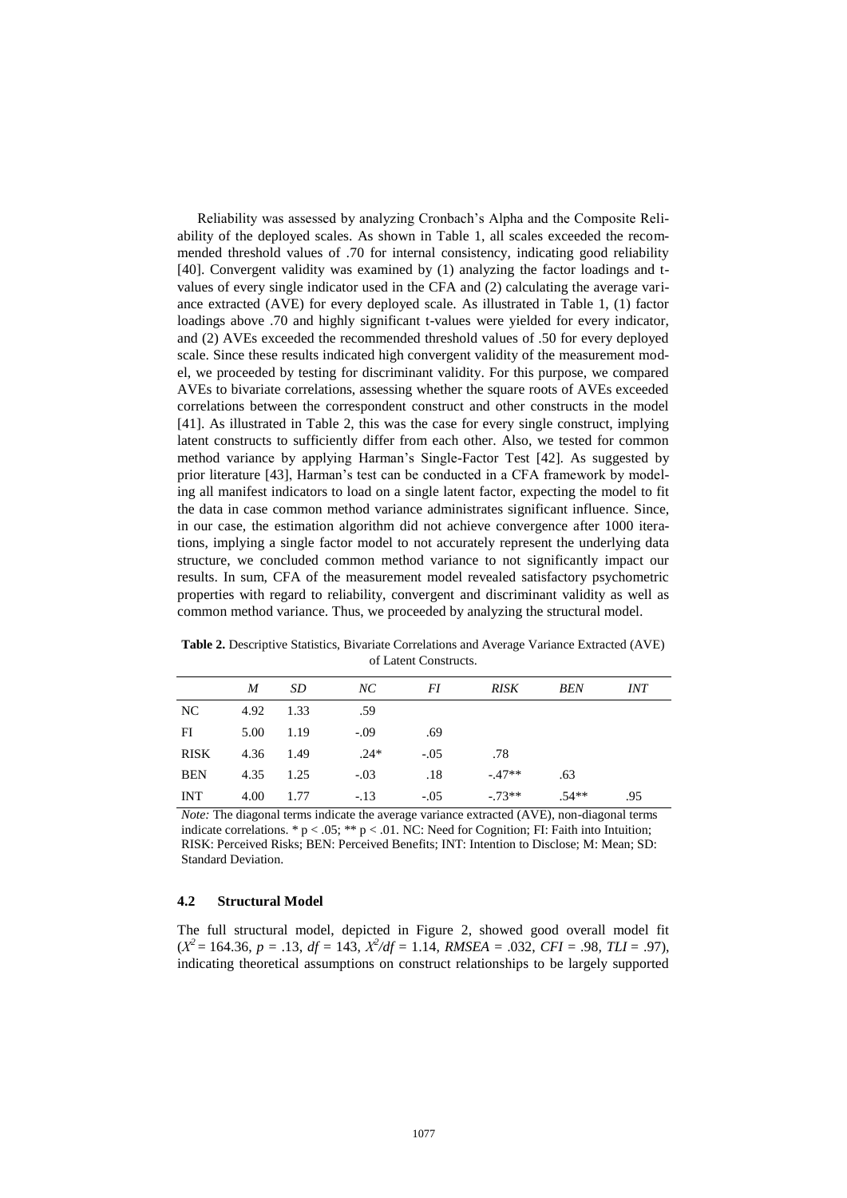Reliability was assessed by analyzing Cronbach's Alpha and the Composite Reliability of the deployed scales. As shown in Table 1, all scales exceeded the recommended threshold values of .70 for internal consistency, indicating good reliability [40]. Convergent validity was examined by (1) analyzing the factor loadings and t-values of every single indicator used in the CFA and (2) calculating the average variance extracted (AVE) for every deployed scale. As illustrated in Table 1, (1) factor loadings above .70 and highly significant t-values were yielded for every indicator, and (2) AVEs exceeded the recommended threshold values of .50 for every deployed scale. Since these results indicated high convergent validity of the measurement model, we proceeded by testing for discriminant validity. For this purpose, we compared AVEs to bivariate correlations, assessing whether the square roots of AVEs exceeded correlations between the correspondent construct and other constructs in the model [41]. As illustrated in Table 2, this was the case for every single construct, implying latent constructs to sufficiently differ from each other. Also, we tested for common method variance by applying Harman's Single-Factor Test [42]. As suggested by prior literature [43], Harman's test can be conducted in a CFA framework by modeling all manifest indicators to load on a single latent factor, expecting the model to fit the data in case common method variance administrates significant influence. Since, in our case, the estimation algorithm did not achieve convergence after 1000 iterations, implying a single factor model to not accurately represent the underlying data structure, we concluded common method variance to not significantly impact our results. In sum, CFA of the measurement model revealed satisfactory psychometric properties with regard to reliability, convergent and discriminant validity as well as common method variance. Thus, we proceeded by analyzing the structural model.

**Table 2.** Descriptive Statistics, Bivariate Correlations and Average Variance Extracted (AVE) of Latent Constructs.

| | *M* | *SD* | *NC* | *FI* | *RISK* | *BEN* | *INT* |
|---|---|---|---|---|---|---|---|
| NC | 4.92 | 1.33 | .59 | | | | |
| FI | 5.00 | 1.19 | -.09 | .69 | | | |
| RISK | 4.36 | 1.49 | .24* | -.05 | .78 | | |
| BEN | 4.35 | 1.25 | -.03 | .18 | -.47** | .63 | |
| INT | 4.00 | 1.77 | -.13 | -.05 | -.73** | .54** | .95 |

*Note:* The diagonal terms indicate the average variance extracted (AVE), non-diagonal terms indicate correlations. * $p < .05$; ** $p < .01$. NC: Need for Cognition; FI: Faith into Intuition; RISK: Perceived Risks; BEN: Perceived Benefits; INT: Intention to Disclose; M: Mean; SD: Standard Deviation.

### 4.2 Structural Model

The full structural model, depicted in Figure 2, showed good overall model fit ($X^2 = 164.36$, $p = .13$, $df = 143$, $X^2/df = 1.14$, $RMSEA = .032$, $CFI = .98$, $TLI = .97$), indicating theoretical assumptions on construct relationships to be largely supported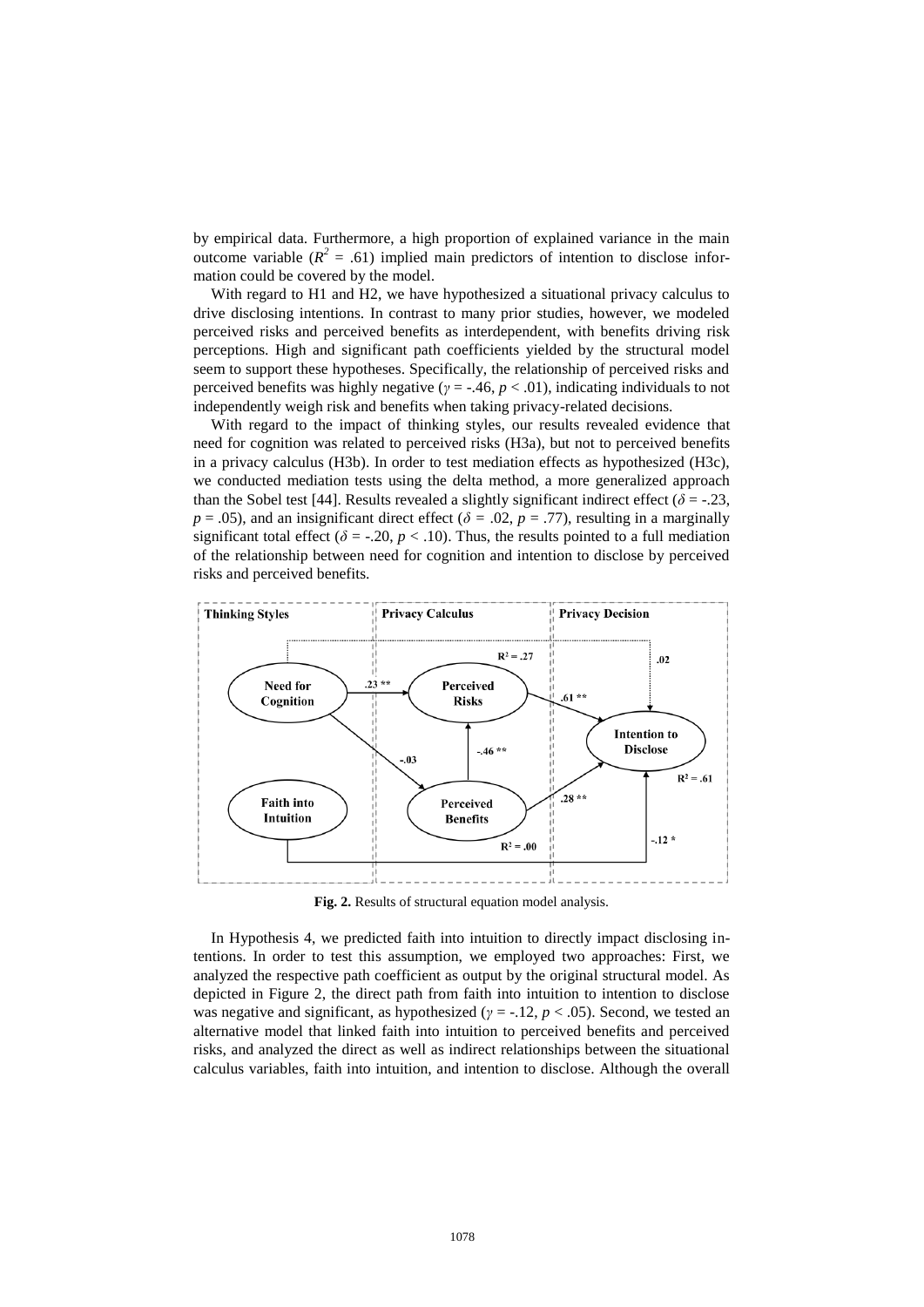by empirical data. Furthermore, a high proportion of explained variance in the main outcome variable ($R^2$ = .61) implied main predictors of intention to disclose information could be covered by the model.

With regard to H1 and H2, we have hypothesized a situational privacy calculus to drive disclosing intentions. In contrast to many prior studies, however, we modeled perceived risks and perceived benefits as interdependent, with benefits driving risk perceptions. High and significant path coefficients yielded by the structural model seem to support these hypotheses. Specifically, the relationship of perceived risks and perceived benefits was highly negative ($\gamma$ = -.46, $p$ < .01), indicating individuals to not independently weigh risk and benefits when taking privacy-related decisions.

With regard to the impact of thinking styles, our results revealed evidence that need for cognition was related to perceived risks (H3a), but not to perceived benefits in a privacy calculus (H3b). In order to test mediation effects as hypothesized (H3c), we conducted mediation tests using the delta method, a more generalized approach than the Sobel test [44]. Results revealed a slightly significant indirect effect ($\delta$ = -.23, $p$ = .05), and an insignificant direct effect ($\delta$ = .02, $p$ = .77), resulting in a marginally significant total effect ($\delta$ = -.20, $p$ < .10). Thus, the results pointed to a full mediation of the relationship between need for cognition and intention to disclose by perceived risks and perceived benefits.

**Fig. 2.** Results of structural equation model analysis.

In Hypothesis 4, we predicted faith into intuition to directly impact disclosing intentions. In order to test this assumption, we employed two approaches: First, we analyzed the respective path coefficient as output by the original structural model. As depicted in Figure 2, the direct path from faith into intuition to intention to disclose was negative and significant, as hypothesized ($\gamma$ = -.12, $p$ < .05). Second, we tested an alternative model that linked faith into intuition to perceived benefits and perceived risks, and analyzed the direct as well as indirect relationships between the situational calculus variables, faith into intuition, and intention to disclose. Although the overall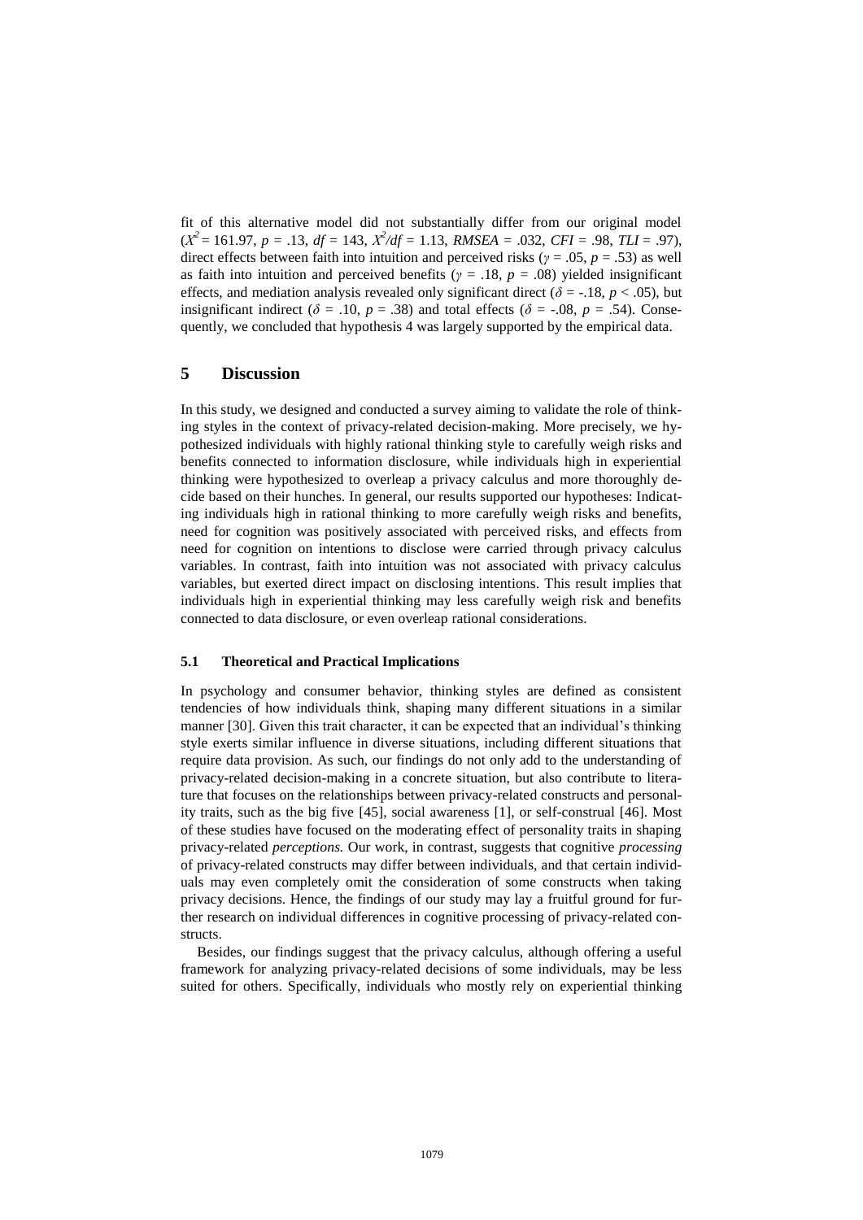fit of this alternative model did not substantially differ from our original model ($X^2$ = 161.97, $p$ = .13, $df$ = 143, $X^2/df$ = 1.13, $RMSEA$ = .032, $CFI$ = .98, $TLI$ = .97), direct effects between faith into intuition and perceived risks ($\gamma$ = .05, $p$ = .53) as well as faith into intuition and perceived benefits ($\gamma$ = .18, $p$ = .08) yielded insignificant effects, and mediation analysis revealed only significant direct ($\delta$ = -.18, $p$ < .05), but insignificant indirect ($\delta$ = .10, $p$ = .38) and total effects ($\delta$ = -.08, $p$ = .54). Consequently, we concluded that hypothesis 4 was largely supported by the empirical data.

## 5 Discussion

In this study, we designed and conducted a survey aiming to validate the role of thinking styles in the context of privacy-related decision-making. More precisely, we hypothesized individuals with highly rational thinking style to carefully weigh risks and benefits connected to information disclosure, while individuals high in experiential thinking were hypothesized to overleap a privacy calculus and more thoroughly decide based on their hunches. In general, our results supported our hypotheses: Indicating individuals high in rational thinking to more carefully weigh risks and benefits, need for cognition was positively associated with perceived risks, and effects from need for cognition on intentions to disclose were carried through privacy calculus variables. In contrast, faith into intuition was not associated with privacy calculus variables, but exerted direct impact on disclosing intentions. This result implies that individuals high in experiential thinking may less carefully weigh risk and benefits connected to data disclosure, or even overleap rational considerations.

### 5.1 Theoretical and Practical Implications

In psychology and consumer behavior, thinking styles are defined as consistent tendencies of how individuals think, shaping many different situations in a similar manner [30]. Given this trait character, it can be expected that an individual's thinking style exerts similar influence in diverse situations, including different situations that require data provision. As such, our findings do not only add to the understanding of privacy-related decision-making in a concrete situation, but also contribute to literature that focuses on the relationships between privacy-related constructs and personality traits, such as the big five [45], social awareness [1], or self-construal [46]. Most of these studies have focused on the moderating effect of personality traits in shaping privacy-related *perceptions.* Our work, in contrast, suggests that cognitive *processing* of privacy-related constructs may differ between individuals, and that certain individuals may even completely omit the consideration of some constructs when taking privacy decisions. Hence, the findings of our study may lay a fruitful ground for further research on individual differences in cognitive processing of privacy-related constructs.

Besides, our findings suggest that the privacy calculus, although offering a useful framework for analyzing privacy-related decisions of some individuals, may be less suited for others. Specifically, individuals who mostly rely on experiential thinking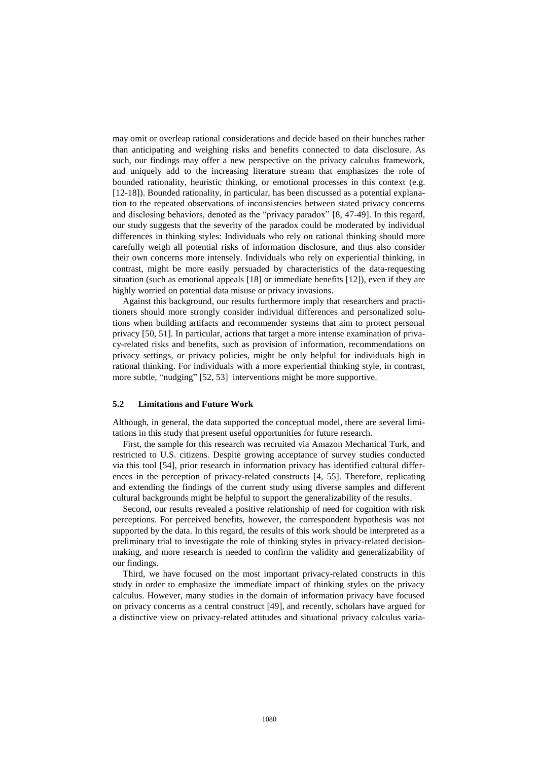may omit or overleap rational considerations and decide based on their hunches rather than anticipating and weighing risks and benefits connected to data disclosure. As such, our findings may offer a new perspective on the privacy calculus framework, and uniquely add to the increasing literature stream that emphasizes the role of bounded rationality, heuristic thinking, or emotional processes in this context (e.g. [12-18]). Bounded rationality, in particular, has been discussed as a potential explanation to the repeated observations of inconsistencies between stated privacy concerns and disclosing behaviors, denoted as the "privacy paradox" [8, 47-49]. In this regard, our study suggests that the severity of the paradox could be moderated by individual differences in thinking styles: Individuals who rely on rational thinking should more carefully weigh all potential risks of information disclosure, and thus also consider their own concerns more intensely. Individuals who rely on experiential thinking, in contrast, might be more easily persuaded by characteristics of the data-requesting situation (such as emotional appeals [18] or immediate benefits [12]), even if they are highly worried on potential data misuse or privacy invasions.

Against this background, our results furthermore imply that researchers and practitioners should more strongly consider individual differences and personalized solutions when building artifacts and recommender systems that aim to protect personal privacy [50, 51]. In particular, actions that target a more intense examination of privacy-related risks and benefits, such as provision of information, recommendations on privacy settings, or privacy policies, might be only helpful for individuals high in rational thinking. For individuals with a more experiential thinking style, in contrast, more subtle, "nudging" [52, 53] interventions might be more supportive.

### 5.2 Limitations and Future Work

Although, in general, the data supported the conceptual model, there are several limitations in this study that present useful opportunities for future research.

First, the sample for this research was recruited via Amazon Mechanical Turk, and restricted to U.S. citizens. Despite growing acceptance of survey studies conducted via this tool [54], prior research in information privacy has identified cultural differences in the perception of privacy-related constructs [4, 55]. Therefore, replicating and extending the findings of the current study using diverse samples and different cultural backgrounds might be helpful to support the generalizability of the results.

Second, our results revealed a positive relationship of need for cognition with risk perceptions. For perceived benefits, however, the correspondent hypothesis was not supported by the data. In this regard, the results of this work should be interpreted as a preliminary trial to investigate the role of thinking styles in privacy-related decision-making, and more research is needed to confirm the validity and generalizability of our findings.

Third, we have focused on the most important privacy-related constructs in this study in order to emphasize the immediate impact of thinking styles on the privacy calculus. However, many studies in the domain of information privacy have focused on privacy concerns as a central construct [49], and recently, scholars have argued for a distinctive view on privacy-related attitudes and situational privacy calculus varia-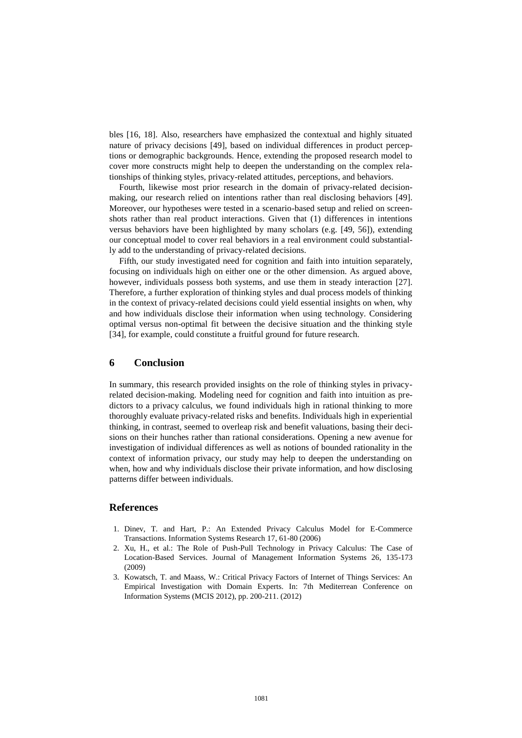bles [16, 18]. Also, researchers have emphasized the contextual and highly situated nature of privacy decisions [49], based on individual differences in product perceptions or demographic backgrounds. Hence, extending the proposed research model to cover more constructs might help to deepen the understanding on the complex relationships of thinking styles, privacy-related attitudes, perceptions, and behaviors.

Fourth, likewise most prior research in the domain of privacy-related decision-making, our research relied on intentions rather than real disclosing behaviors [49]. Moreover, our hypotheses were tested in a scenario-based setup and relied on screenshots rather than real product interactions. Given that (1) differences in intentions versus behaviors have been highlighted by many scholars (e.g. [49, 56]), extending our conceptual model to cover real behaviors in a real environment could substantially add to the understanding of privacy-related decisions.

Fifth, our study investigated need for cognition and faith into intuition separately, focusing on individuals high on either one or the other dimension. As argued above, however, individuals possess both systems, and use them in steady interaction [27]. Therefore, a further exploration of thinking styles and dual process models of thinking in the context of privacy-related decisions could yield essential insights on when, why and how individuals disclose their information when using technology. Considering optimal versus non-optimal fit between the decisive situation and the thinking style [34], for example, could constitute a fruitful ground for future research.

## 6 Conclusion

In summary, this research provided insights on the role of thinking styles in privacy-related decision-making. Modeling need for cognition and faith into intuition as predictors to a privacy calculus, we found individuals high in rational thinking to more thoroughly evaluate privacy-related risks and benefits. Individuals high in experiential thinking, in contrast, seemed to overleap risk and benefit valuations, basing their decisions on their hunches rather than rational considerations. Opening a new avenue for investigation of individual differences as well as notions of bounded rationality in the context of information privacy, our study may help to deepen the understanding on when, how and why individuals disclose their private information, and how disclosing patterns differ between individuals.

## References

1. Dinev, T. and Hart, P.: An Extended Privacy Calculus Model for E-Commerce Transactions. Information Systems Research 17, 61-80 (2006)
2. Xu, H., et al.: The Role of Push-Pull Technology in Privacy Calculus: The Case of Location-Based Services. Journal of Management Information Systems 26, 135-173 (2009)
3. Kowatsch, T. and Maass, W.: Critical Privacy Factors of Internet of Things Services: An Empirical Investigation with Domain Experts. In: 7th Mediterrean Conference on Information Systems (MCIS 2012), pp. 200-211. (2012)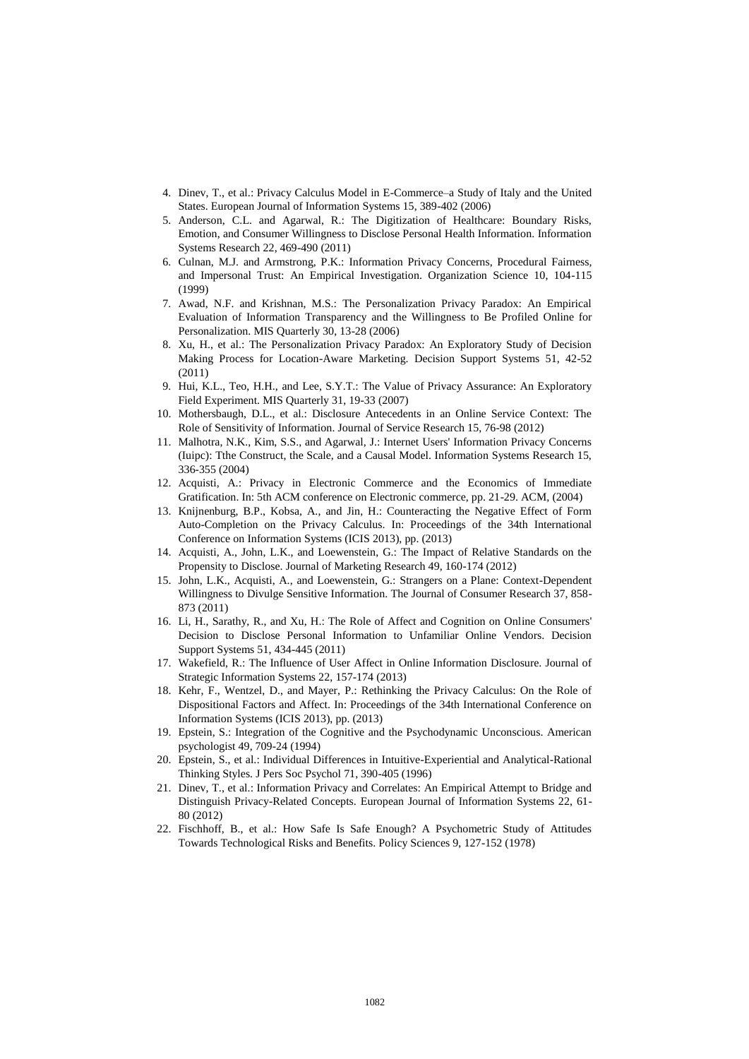4. Dinev, T., et al.: Privacy Calculus Model in E-Commerce–a Study of Italy and the United States. European Journal of Information Systems 15, 389-402 (2006)
5. Anderson, C.L. and Agarwal, R.: The Digitization of Healthcare: Boundary Risks, Emotion, and Consumer Willingness to Disclose Personal Health Information. Information Systems Research 22, 469-490 (2011)
6. Culnan, M.J. and Armstrong, P.K.: Information Privacy Concerns, Procedural Fairness, and Impersonal Trust: An Empirical Investigation. Organization Science 10, 104-115 (1999)
7. Awad, N.F. and Krishnan, M.S.: The Personalization Privacy Paradox: An Empirical Evaluation of Information Transparency and the Willingness to Be Profiled Online for Personalization. MIS Quarterly 30, 13-28 (2006)
8. Xu, H., et al.: The Personalization Privacy Paradox: An Exploratory Study of Decision Making Process for Location-Aware Marketing. Decision Support Systems 51, 42-52 (2011)
9. Hui, K.L., Teo, H.H., and Lee, S.Y.T.: The Value of Privacy Assurance: An Exploratory Field Experiment. MIS Quarterly 31, 19-33 (2007)
10. Mothersbaugh, D.L., et al.: Disclosure Antecedents in an Online Service Context: The Role of Sensitivity of Information. Journal of Service Research 15, 76-98 (2012)
11. Malhotra, N.K., Kim, S.S., and Agarwal, J.: Internet Users' Information Privacy Concerns (Iuipc): Tthe Construct, the Scale, and a Causal Model. Information Systems Research 15, 336-355 (2004)
12. Acquisti, A.: Privacy in Electronic Commerce and the Economics of Immediate Gratification. In: 5th ACM conference on Electronic commerce, pp. 21-29. ACM, (2004)
13. Knijnenburg, B.P., Kobsa, A., and Jin, H.: Counteracting the Negative Effect of Form Auto-Completion on the Privacy Calculus. In: Proceedings of the 34th International Conference on Information Systems (ICIS 2013), pp. (2013)
14. Acquisti, A., John, L.K., and Loewenstein, G.: The Impact of Relative Standards on the Propensity to Disclose. Journal of Marketing Research 49, 160-174 (2012)
15. John, L.K., Acquisti, A., and Loewenstein, G.: Strangers on a Plane: Context-Dependent Willingness to Divulge Sensitive Information. The Journal of Consumer Research 37, 858-873 (2011)
16. Li, H., Sarathy, R., and Xu, H.: The Role of Affect and Cognition on Online Consumers' Decision to Disclose Personal Information to Unfamiliar Online Vendors. Decision Support Systems 51, 434-445 (2011)
17. Wakefield, R.: The Influence of User Affect in Online Information Disclosure. Journal of Strategic Information Systems 22, 157-174 (2013)
18. Kehr, F., Wentzel, D., and Mayer, P.: Rethinking the Privacy Calculus: On the Role of Dispositional Factors and Affect. In: Proceedings of the 34th International Conference on Information Systems (ICIS 2013), pp. (2013)
19. Epstein, S.: Integration of the Cognitive and the Psychodynamic Unconscious. American psychologist 49, 709-24 (1994)
20. Epstein, S., et al.: Individual Differences in Intuitive-Experiential and Analytical-Rational Thinking Styles. J Pers Soc Psychol 71, 390-405 (1996)
21. Dinev, T., et al.: Information Privacy and Correlates: An Empirical Attempt to Bridge and Distinguish Privacy-Related Concepts. European Journal of Information Systems 22, 61-80 (2012)
22. Fischhoff, B., et al.: How Safe Is Safe Enough? A Psychometric Study of Attitudes Towards Technological Risks and Benefits. Policy Sciences 9, 127-152 (1978)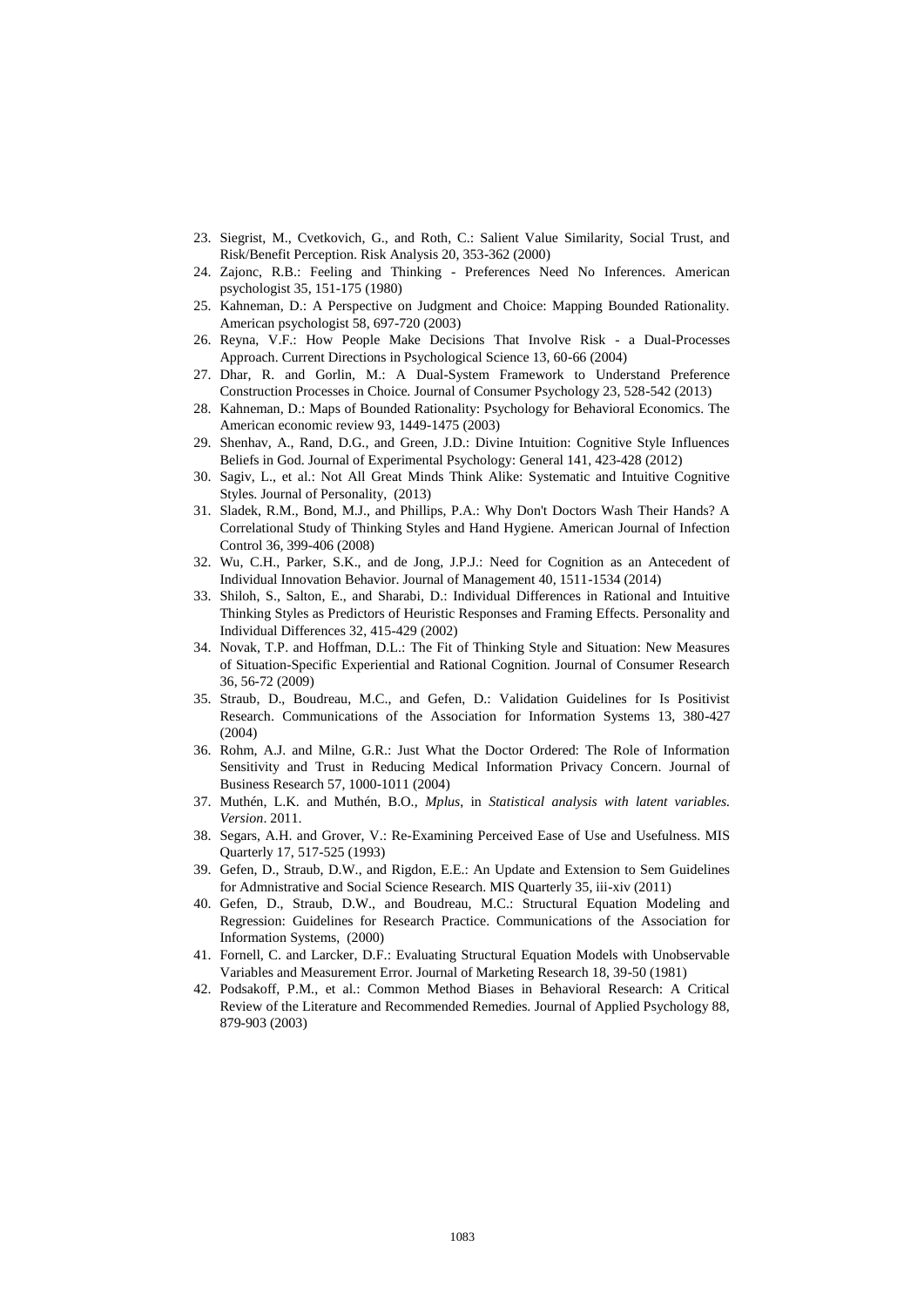23. Siegrist, M., Cvetkovich, G., and Roth, C.: Salient Value Similarity, Social Trust, and Risk/Benefit Perception. Risk Analysis 20, 353-362 (2000)
24. Zajonc, R.B.: Feeling and Thinking - Preferences Need No Inferences. American psychologist 35, 151-175 (1980)
25. Kahneman, D.: A Perspective on Judgment and Choice: Mapping Bounded Rationality. American psychologist 58, 697-720 (2003)
26. Reyna, V.F.: How People Make Decisions That Involve Risk - a Dual-Processes Approach. Current Directions in Psychological Science 13, 60-66 (2004)
27. Dhar, R. and Gorlin, M.: A Dual-System Framework to Understand Preference Construction Processes in Choice. Journal of Consumer Psychology 23, 528-542 (2013)
28. Kahneman, D.: Maps of Bounded Rationality: Psychology for Behavioral Economics. The American economic review 93, 1449-1475 (2003)
29. Shenhav, A., Rand, D.G., and Green, J.D.: Divine Intuition: Cognitive Style Influences Beliefs in God. Journal of Experimental Psychology: General 141, 423-428 (2012)
30. Sagiv, L., et al.: Not All Great Minds Think Alike: Systematic and Intuitive Cognitive Styles. Journal of Personality, (2013)
31. Sladek, R.M., Bond, M.J., and Phillips, P.A.: Why Don't Doctors Wash Their Hands? A Correlational Study of Thinking Styles and Hand Hygiene. American Journal of Infection Control 36, 399-406 (2008)
32. Wu, C.H., Parker, S.K., and de Jong, J.P.J.: Need for Cognition as an Antecedent of Individual Innovation Behavior. Journal of Management 40, 1511-1534 (2014)
33. Shiloh, S., Salton, E., and Sharabi, D.: Individual Differences in Rational and Intuitive Thinking Styles as Predictors of Heuristic Responses and Framing Effects. Personality and Individual Differences 32, 415-429 (2002)
34. Novak, T.P. and Hoffman, D.L.: The Fit of Thinking Style and Situation: New Measures of Situation-Specific Experiential and Rational Cognition. Journal of Consumer Research 36, 56-72 (2009)
35. Straub, D., Boudreau, M.C., and Gefen, D.: Validation Guidelines for Is Positivist Research. Communications of the Association for Information Systems 13, 380-427 (2004)
36. Rohm, A.J. and Milne, G.R.: Just What the Doctor Ordered: The Role of Information Sensitivity and Trust in Reducing Medical Information Privacy Concern. Journal of Business Research 57, 1000-1011 (2004)
37. Muthén, L.K. and Muthén, B.O., *Mplus*, in *Statistical analysis with latent variables. Version*. 2011.
38. Segars, A.H. and Grover, V.: Re-Examining Perceived Ease of Use and Usefulness. MIS Quarterly 17, 517-525 (1993)
39. Gefen, D., Straub, D.W., and Rigdon, E.E.: An Update and Extension to Sem Guidelines for Admnistrative and Social Science Research. MIS Quarterly 35, iii-xiv (2011)
40. Gefen, D., Straub, D.W., and Boudreau, M.C.: Structural Equation Modeling and Regression: Guidelines for Research Practice. Communications of the Association for Information Systems, (2000)
41. Fornell, C. and Larcker, D.F.: Evaluating Structural Equation Models with Unobservable Variables and Measurement Error. Journal of Marketing Research 18, 39-50 (1981)
42. Podsakoff, P.M., et al.: Common Method Biases in Behavioral Research: A Critical Review of the Literature and Recommended Remedies. Journal of Applied Psychology 88, 879-903 (2003)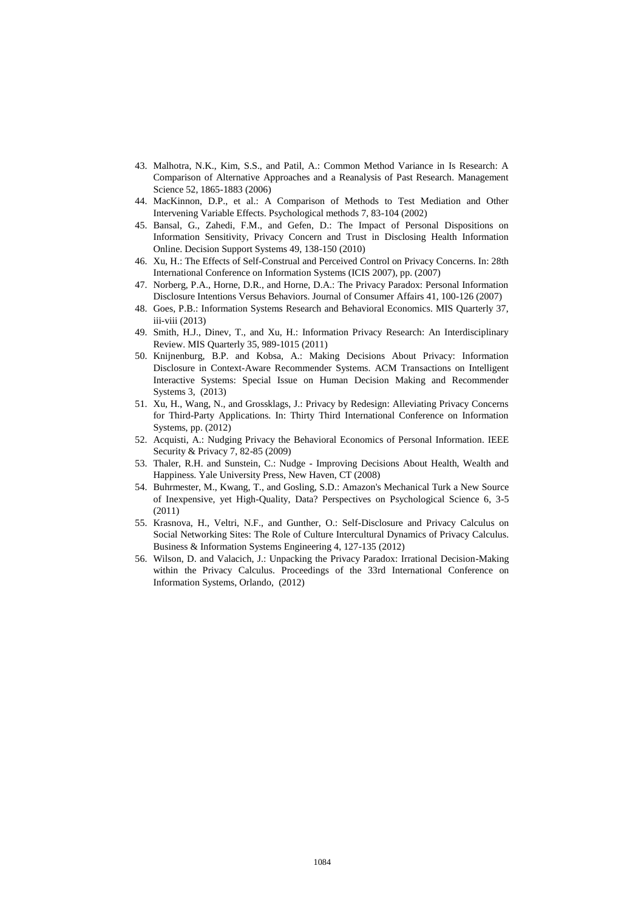43. Malhotra, N.K., Kim, S.S., and Patil, A.: Common Method Variance in Is Research: A Comparison of Alternative Approaches and a Reanalysis of Past Research. Management Science 52, 1865-1883 (2006)
44. MacKinnon, D.P., et al.: A Comparison of Methods to Test Mediation and Other Intervening Variable Effects. Psychological methods 7, 83-104 (2002)
45. Bansal, G., Zahedi, F.M., and Gefen, D.: The Impact of Personal Dispositions on Information Sensitivity, Privacy Concern and Trust in Disclosing Health Information Online. Decision Support Systems 49, 138-150 (2010)
46. Xu, H.: The Effects of Self-Construal and Perceived Control on Privacy Concerns. In: 28th International Conference on Information Systems (ICIS 2007), pp. (2007)
47. Norberg, P.A., Horne, D.R., and Horne, D.A.: The Privacy Paradox: Personal Information Disclosure Intentions Versus Behaviors. Journal of Consumer Affairs 41, 100-126 (2007)
48. Goes, P.B.: Information Systems Research and Behavioral Economics. MIS Quarterly 37, iii-viii (2013)
49. Smith, H.J., Dinev, T., and Xu, H.: Information Privacy Research: An Interdisciplinary Review. MIS Quarterly 35, 989-1015 (2011)
50. Knijnenburg, B.P. and Kobsa, A.: Making Decisions About Privacy: Information Disclosure in Context-Aware Recommender Systems. ACM Transactions on Intelligent Interactive Systems: Special Issue on Human Decision Making and Recommender Systems 3, (2013)
51. Xu, H., Wang, N., and Grossklags, J.: Privacy by Redesign: Alleviating Privacy Concerns for Third-Party Applications. In: Thirty Third International Conference on Information Systems, pp. (2012)
52. Acquisti, A.: Nudging Privacy the Behavioral Economics of Personal Information. IEEE Security & Privacy 7, 82-85 (2009)
53. Thaler, R.H. and Sunstein, C.: Nudge - Improving Decisions About Health, Wealth and Happiness. Yale University Press, New Haven, CT (2008)
54. Buhrmester, M., Kwang, T., and Gosling, S.D.: Amazon's Mechanical Turk a New Source of Inexpensive, yet High-Quality, Data? Perspectives on Psychological Science 6, 3-5 (2011)
55. Krasnova, H., Veltri, N.F., and Gunther, O.: Self-Disclosure and Privacy Calculus on Social Networking Sites: The Role of Culture Intercultural Dynamics of Privacy Calculus. Business & Information Systems Engineering 4, 127-135 (2012)
56. Wilson, D. and Valacich, J.: Unpacking the Privacy Paradox: Irrational Decision-Making within the Privacy Calculus. Proceedings of the 33rd International Conference on Information Systems, Orlando, (2012)